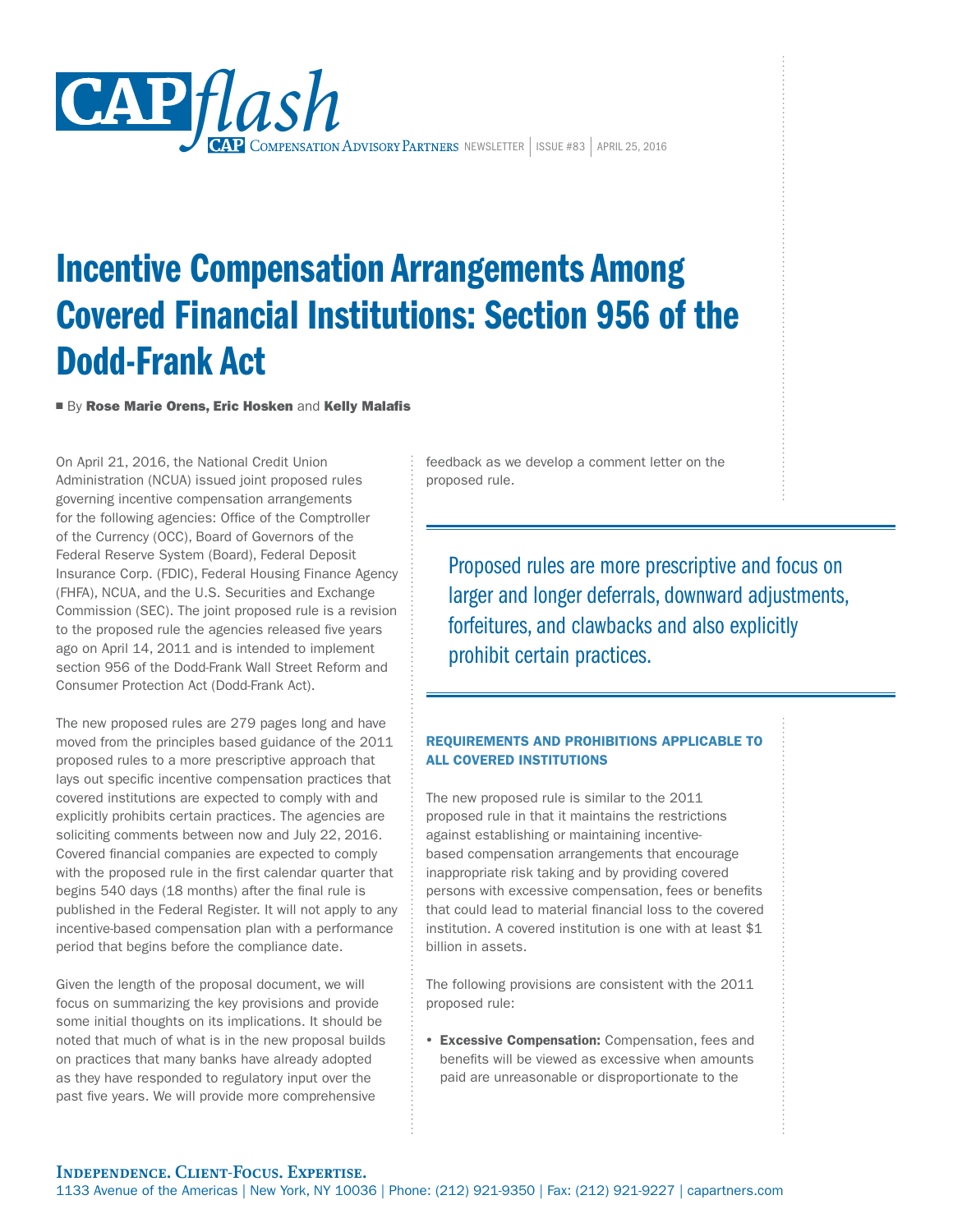# Incentive Compensation Arrangements Among Covered Financial Institutions: Section 956 of the Dodd-Frank Act

By **Rose Marie Orens, Eric Hosken** and **Kelly Malafis**

On April 21, 2016, the National Credit Union Administration (NCUA) issued joint proposed rules governing incentive compensation arrangements for the following agencies: Office of the Comptroller of the Currency (OCC), Board of Governors of the Federal Reserve System (Board), Federal Deposit Insurance Corp. (FDIC), Federal Housing Finance Agency (FHFA), NCUA, and the U.S. Securities and Exchange Commission (SEC). The joint proposed rule is a revision to the proposed rule the agencies released five years ago on April 14, 2011 and is intended to implement section 956 of the Dodd-Frank Wall Street Reform and Consumer Protection Act (Dodd-Frank Act).

The new proposed rules are 279 pages long and have moved from the principles based guidance of the 2011 proposed rules to a more prescriptive approach that lays out specific incentive compensation practices that covered institutions are expected to comply with and explicitly prohibits certain practices. The agencies are soliciting comments between now and July 22, 2016. Covered financial companies are expected to comply with the proposed rule in the first calendar quarter that begins 540 days (18 months) after the final rule is published in the Federal Register. It will not apply to any incentive-based compensation plan with a performance period that begins before the compliance date.

Given the length of the proposal document, we will focus on summarizing the key provisions and provide some initial thoughts on its implications. It should be noted that much of what is in the new proposal builds on practices that many banks have already adopted as they have responded to regulatory input over the past five years. We will provide more comprehensive feedback as we develop a comment letter on the proposed rule.

> Proposed rules are more prescriptive and focus on larger and longer deferrals, downward adjustments, forfeitures, and clawbacks and also explicitly prohibit certain practices.

## REQUIREMENTS AND PROHIBITIONS APPLICABLE TO ALL COVERED INSTITUTIONS

The new proposed rule is similar to the 2011 proposed rule in that it maintains the restrictions against establishing or maintaining incentive-based compensation arrangements that encourage inappropriate risk taking and by providing covered persons with excessive compensation, fees or benefits that could lead to material financial loss to the covered institution. A covered institution is one with at least $1 billion in assets.

The following provisions are consistent with the 2011 proposed rule:

- **Excessive Compensation:** Compensation, fees and benefits will be viewed as excessive when amounts paid are unreasonable or disproportionate to the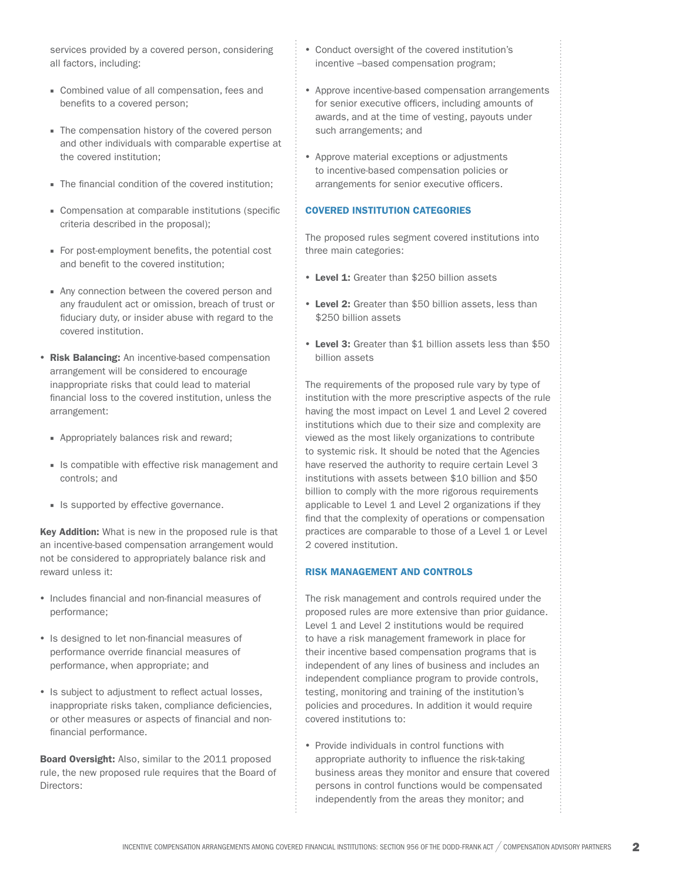services provided by a covered person, considering all factors, including:

- Combined value of all compensation, fees and benefits to a covered person;
- The compensation history of the covered person and other individuals with comparable expertise at the covered institution;
- The financial condition of the covered institution;
- Compensation at comparable institutions (specific criteria described in the proposal);
- For post-employment benefits, the potential cost and benefit to the covered institution;
- Any connection between the covered person and any fraudulent act or omission, breach of trust or fiduciary duty, or insider abuse with regard to the covered institution.

- **Risk Balancing:** An incentive-based compensation arrangement will be considered to encourage inappropriate risks that could lead to material financial loss to the covered institution, unless the arrangement:
  - Appropriately balances risk and reward;
  - Is compatible with effective risk management and controls; and
  - Is supported by effective governance.

**Key Addition:** What is new in the proposed rule is that an incentive-based compensation arrangement would not be considered to appropriately balance risk and reward unless it:

- Includes financial and non-financial measures of performance;
- Is designed to let non-financial measures of performance override financial measures of performance, when appropriate; and
- Is subject to adjustment to reflect actual losses, inappropriate risks taken, compliance deficiencies, or other measures or aspects of financial and non-financial performance.

**Board Oversight:** Also, similar to the 2011 proposed rule, the new proposed rule requires that the Board of Directors:

- Conduct oversight of the covered institution's incentive –based compensation program;
- Approve incentive-based compensation arrangements for senior executive officers, including amounts of awards, and at the time of vesting, payouts under such arrangements; and
- Approve material exceptions or adjustments to incentive-based compensation policies or arrangements for senior executive officers.

## COVERED INSTITUTION CATEGORIES

The proposed rules segment covered institutions into three main categories:

- **Level 1:** Greater than $250 billion assets
- **Level 2:** Greater than $50 billion assets, less than $250 billion assets
- **Level 3:** Greater than $1 billion assets less than $50 billion assets

The requirements of the proposed rule vary by type of institution with the more prescriptive aspects of the rule having the most impact on Level 1 and Level 2 covered institutions which due to their size and complexity are viewed as the most likely organizations to contribute to systemic risk. It should be noted that the Agencies have reserved the authority to require certain Level 3 institutions with assets between $10 billion and $50 billion to comply with the more rigorous requirements applicable to Level 1 and Level 2 organizations if they find that the complexity of operations or compensation practices are comparable to those of a Level 1 or Level 2 covered institution.

## RISK MANAGEMENT AND CONTROLS

The risk management and controls required under the proposed rules are more extensive than prior guidance. Level 1 and Level 2 institutions would be required to have a risk management framework in place for their incentive based compensation programs that is independent of any lines of business and includes an independent compliance program to provide controls, testing, monitoring and training of the institution's policies and procedures. In addition it would require covered institutions to:

- Provide individuals in control functions with appropriate authority to influence the risk-taking business areas they monitor and ensure that covered persons in control functions would be compensated independently from the areas they monitor; and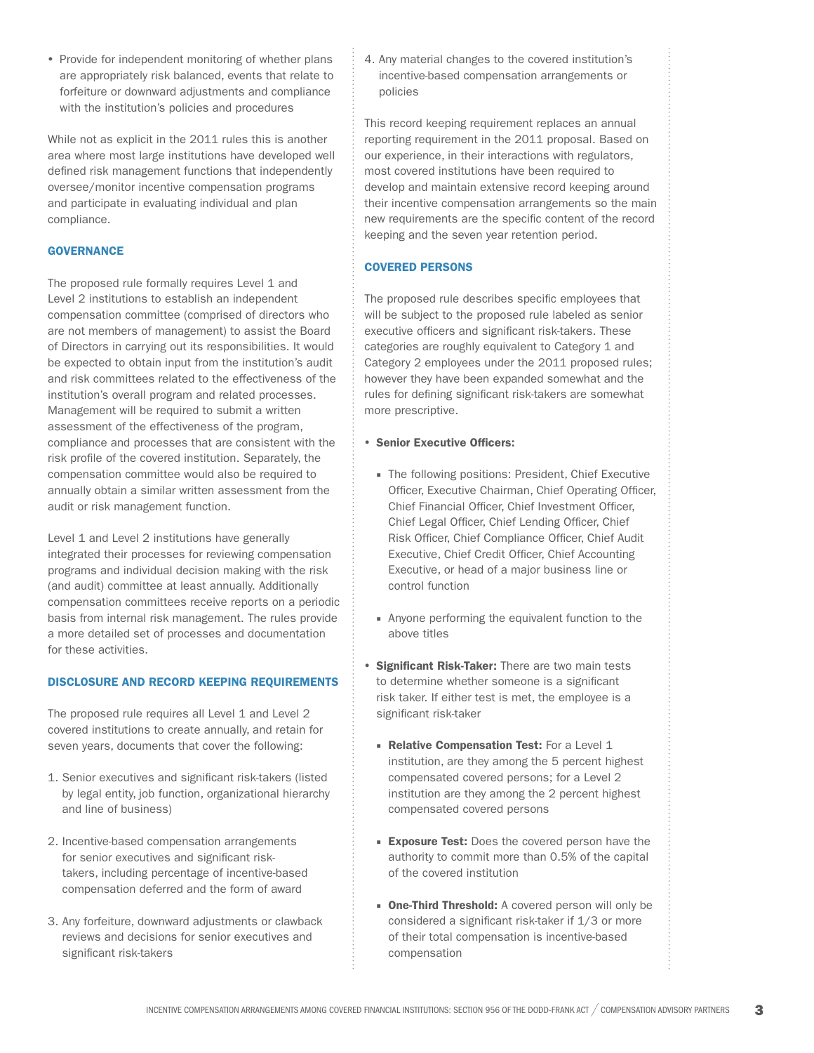- Provide for independent monitoring of whether plans are appropriately risk balanced, events that relate to forfeiture or downward adjustments and compliance with the institution's policies and procedures

While not as explicit in the 2011 rules this is another area where most large institutions have developed well defined risk management functions that independently oversee/monitor incentive compensation programs and participate in evaluating individual and plan compliance.

### GOVERNANCE

The proposed rule formally requires Level 1 and Level 2 institutions to establish an independent compensation committee (comprised of directors who are not members of management) to assist the Board of Directors in carrying out its responsibilities. It would be expected to obtain input from the institution's audit and risk committees related to the effectiveness of the institution's overall program and related processes. Management will be required to submit a written assessment of the effectiveness of the program, compliance and processes that are consistent with the risk profile of the covered institution. Separately, the compensation committee would also be required to annually obtain a similar written assessment from the audit or risk management function.

Level 1 and Level 2 institutions have generally integrated their processes for reviewing compensation programs and individual decision making with the risk (and audit) committee at least annually. Additionally compensation committees receive reports on a periodic basis from internal risk management. The rules provide a more detailed set of processes and documentation for these activities.

### DISCLOSURE AND RECORD KEEPING REQUIREMENTS

The proposed rule requires all Level 1 and Level 2 covered institutions to create annually, and retain for seven years, documents that cover the following:

1. Senior executives and significant risk-takers (listed by legal entity, job function, organizational hierarchy and line of business)
2. Incentive-based compensation arrangements for senior executives and significant risk-takers, including percentage of incentive-based compensation deferred and the form of award
3. Any forfeiture, downward adjustments or clawback reviews and decisions for senior executives and significant risk-takers
4. Any material changes to the covered institution's incentive-based compensation arrangements or policies

This record keeping requirement replaces an annual reporting requirement in the 2011 proposal. Based on our experience, in their interactions with regulators, most covered institutions have been required to develop and maintain extensive record keeping around their incentive compensation arrangements so the main new requirements are the specific content of the record keeping and the seven year retention period.

### COVERED PERSONS

The proposed rule describes specific employees that will be subject to the proposed rule labeled as senior executive officers and significant risk-takers. These categories are roughly equivalent to Category 1 and Category 2 employees under the 2011 proposed rules; however they have been expanded somewhat and the rules for defining significant risk-takers are somewhat more prescriptive.

- **Senior Executive Officers:**
  - The following positions: President, Chief Executive Officer, Executive Chairman, Chief Operating Officer, Chief Financial Officer, Chief Investment Officer, Chief Legal Officer, Chief Lending Officer, Chief Risk Officer, Chief Compliance Officer, Chief Audit Executive, Chief Credit Officer, Chief Accounting Executive, or head of a major business line or control function
  - Anyone performing the equivalent function to the above titles
- **Significant Risk-Taker:** There are two main tests to determine whether someone is a significant risk taker. If either test is met, the employee is a significant risk-taker
  - **Relative Compensation Test:** For a Level 1 institution, are they among the 5 percent highest compensated covered persons; for a Level 2 institution are they among the 2 percent highest compensated covered persons
  - **Exposure Test:** Does the covered person have the authority to commit more than 0.5% of the capital of the covered institution
  - **One-Third Threshold:** A covered person will only be considered a significant risk-taker if 1/3 or more of their total compensation is incentive-based compensation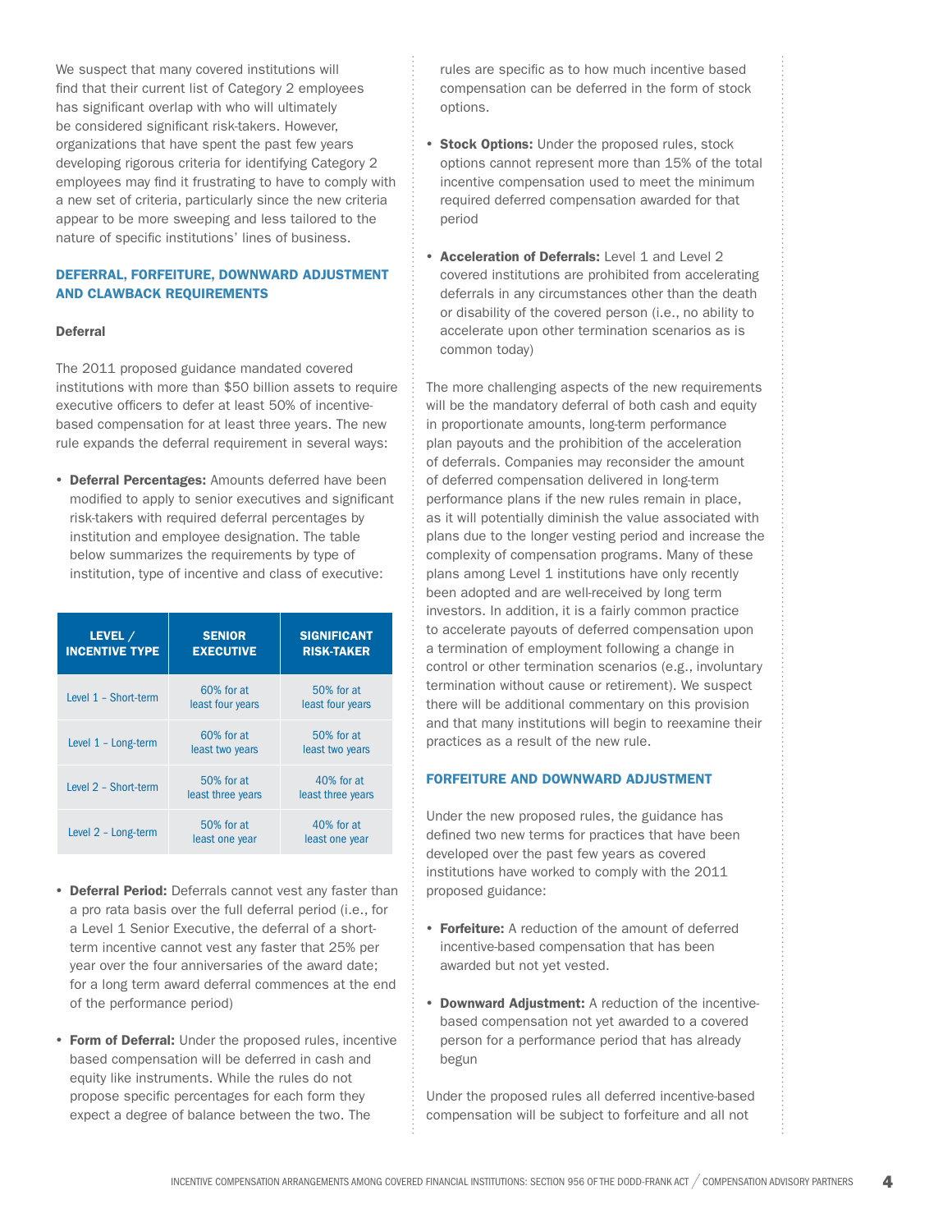We suspect that many covered institutions will find that their current list of Category 2 employees has significant overlap with who will ultimately be considered significant risk-takers. However, organizations that have spent the past few years developing rigorous criteria for identifying Category 2 employees may find it frustrating to have to comply with a new set of criteria, particularly since the new criteria appear to be more sweeping and less tailored to the nature of specific institutions' lines of business.

## DEFERRAL, FORFEITURE, DOWNWARD ADJUSTMENT AND CLAWBACK REQUIREMENTS

### Deferral

The 2011 proposed guidance mandated covered institutions with more than $50 billion assets to require executive officers to defer at least 50% of incentive-based compensation for at least three years. The new rule expands the deferral requirement in several ways:

- **Deferral Percentages:** Amounts deferred have been modified to apply to senior executives and significant risk-takers with required deferral percentages by institution and employee designation. The table below summarizes the requirements by type of institution, type of incentive and class of executive:

| LEVEL / INCENTIVE TYPE | SENIOR EXECUTIVE | SIGNIFICANT RISK-TAKER |
|---|---|---|
| Level 1 – Short-term | 60% for at least four years | 50% for at least four years |
| Level 1 – Long-term | 60% for at least two years | 50% for at least two years |
| Level 2 – Short-term | 50% for at least three years | 40% for at least three years |
| Level 2 – Long-term | 50% for at least one year | 40% for at least one year |

- **Deferral Period:** Deferrals cannot vest any faster than a pro rata basis over the full deferral period (i.e., for a Level 1 Senior Executive, the deferral of a short-term incentive cannot vest any faster that 25% per year over the four anniversaries of the award date; for a long term award deferral commences at the end of the performance period)

- **Form of Deferral:** Under the proposed rules, incentive based compensation will be deferred in cash and equity like instruments. While the rules do not propose specific percentages for each form they expect a degree of balance between the two. The rules are specific as to how much incentive based compensation can be deferred in the form of stock options.

- **Stock Options:** Under the proposed rules, stock options cannot represent more than 15% of the total incentive compensation used to meet the minimum required deferred compensation awarded for that period

- **Acceleration of Deferrals:** Level 1 and Level 2 covered institutions are prohibited from accelerating deferrals in any circumstances other than the death or disability of the covered person (i.e., no ability to accelerate upon other termination scenarios as is common today)

The more challenging aspects of the new requirements will be the mandatory deferral of both cash and equity in proportionate amounts, long-term performance plan payouts and the prohibition of the acceleration of deferrals. Companies may reconsider the amount of deferred compensation delivered in long-term performance plans if the new rules remain in place, as it will potentially diminish the value associated with plans due to the longer vesting period and increase the complexity of compensation programs. Many of these plans among Level 1 institutions have only recently been adopted and are well-received by long term investors. In addition, it is a fairly common practice to accelerate payouts of deferred compensation upon a termination of employment following a change in control or other termination scenarios (e.g., involuntary termination without cause or retirement). We suspect there will be additional commentary on this provision and that many institutions will begin to reexamine their practices as a result of the new rule.

## FORFEITURE AND DOWNWARD ADJUSTMENT

Under the new proposed rules, the guidance has defined two new terms for practices that have been developed over the past few years as covered institutions have worked to comply with the 2011 proposed guidance:

- **Forfeiture:** A reduction of the amount of deferred incentive-based compensation that has been awarded but not yet vested.

- **Downward Adjustment:** A reduction of the incentive-based compensation not yet awarded to a covered person for a performance period that has already begun

Under the proposed rules all deferred incentive-based compensation will be subject to forfeiture and all not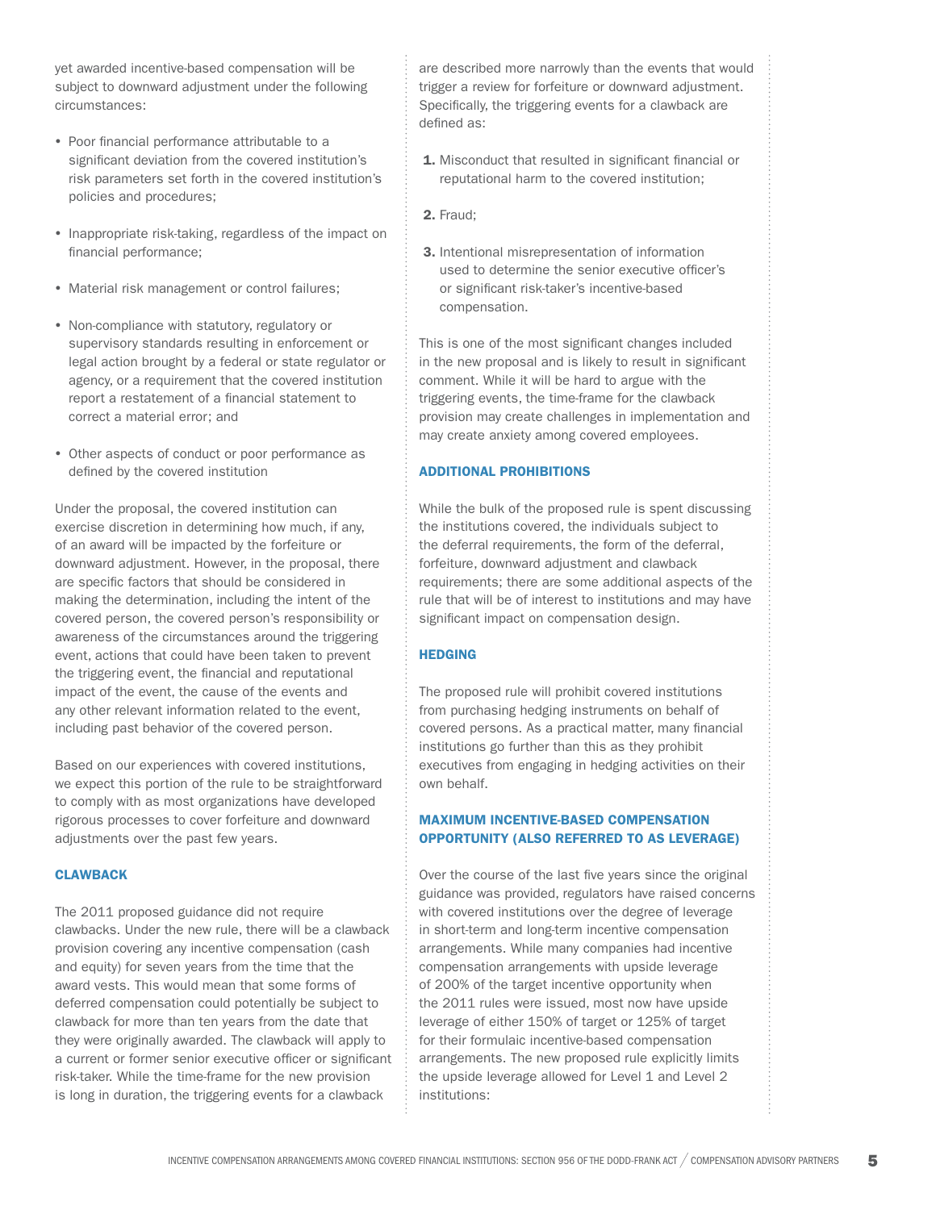yet awarded incentive-based compensation will be subject to downward adjustment under the following circumstances:

- Poor financial performance attributable to a significant deviation from the covered institution's risk parameters set forth in the covered institution's policies and procedures;
- Inappropriate risk-taking, regardless of the impact on financial performance;
- Material risk management or control failures;
- Non-compliance with statutory, regulatory or supervisory standards resulting in enforcement or legal action brought by a federal or state regulator or agency, or a requirement that the covered institution report a restatement of a financial statement to correct a material error; and
- Other aspects of conduct or poor performance as defined by the covered institution

Under the proposal, the covered institution can exercise discretion in determining how much, if any, of an award will be impacted by the forfeiture or downward adjustment. However, in the proposal, there are specific factors that should be considered in making the determination, including the intent of the covered person, the covered person's responsibility or awareness of the circumstances around the triggering event, actions that could have been taken to prevent the triggering event, the financial and reputational impact of the event, the cause of the events and any other relevant information related to the event, including past behavior of the covered person.

Based on our experiences with covered institutions, we expect this portion of the rule to be straightforward to comply with as most organizations have developed rigorous processes to cover forfeiture and downward adjustments over the past few years.

### CLAWBACK

The 2011 proposed guidance did not require clawbacks. Under the new rule, there will be a clawback provision covering any incentive compensation (cash and equity) for seven years from the time that the award vests. This would mean that some forms of deferred compensation could potentially be subject to clawback for more than ten years from the date that they were originally awarded. The clawback will apply to a current or former senior executive officer or significant risk-taker. While the time-frame for the new provision is long in duration, the triggering events for a clawback are described more narrowly than the events that would trigger a review for forfeiture or downward adjustment. Specifically, the triggering events for a clawback are defined as:

1. Misconduct that resulted in significant financial or reputational harm to the covered institution;
2. Fraud;
3. Intentional misrepresentation of information used to determine the senior executive officer's or significant risk-taker's incentive-based compensation.

This is one of the most significant changes included in the new proposal and is likely to result in significant comment. While it will be hard to argue with the triggering events, the time-frame for the clawback provision may create challenges in implementation and may create anxiety among covered employees.

### ADDITIONAL PROHIBITIONS

While the bulk of the proposed rule is spent discussing the institutions covered, the individuals subject to the deferral requirements, the form of the deferral, forfeiture, downward adjustment and clawback requirements; there are some additional aspects of the rule that will be of interest to institutions and may have significant impact on compensation design.

### HEDGING

The proposed rule will prohibit covered institutions from purchasing hedging instruments on behalf of covered persons. As a practical matter, many financial institutions go further than this as they prohibit executives from engaging in hedging activities on their own behalf.

### MAXIMUM INCENTIVE-BASED COMPENSATION OPPORTUNITY (ALSO REFERRED TO AS LEVERAGE)

Over the course of the last five years since the original guidance was provided, regulators have raised concerns with covered institutions over the degree of leverage in short-term and long-term incentive compensation arrangements. While many companies had incentive compensation arrangements with upside leverage of 200% of the target incentive opportunity when the 2011 rules were issued, most now have upside leverage of either 150% of target or 125% of target for their formulaic incentive-based compensation arrangements. The new proposed rule explicitly limits the upside leverage allowed for Level 1 and Level 2 institutions: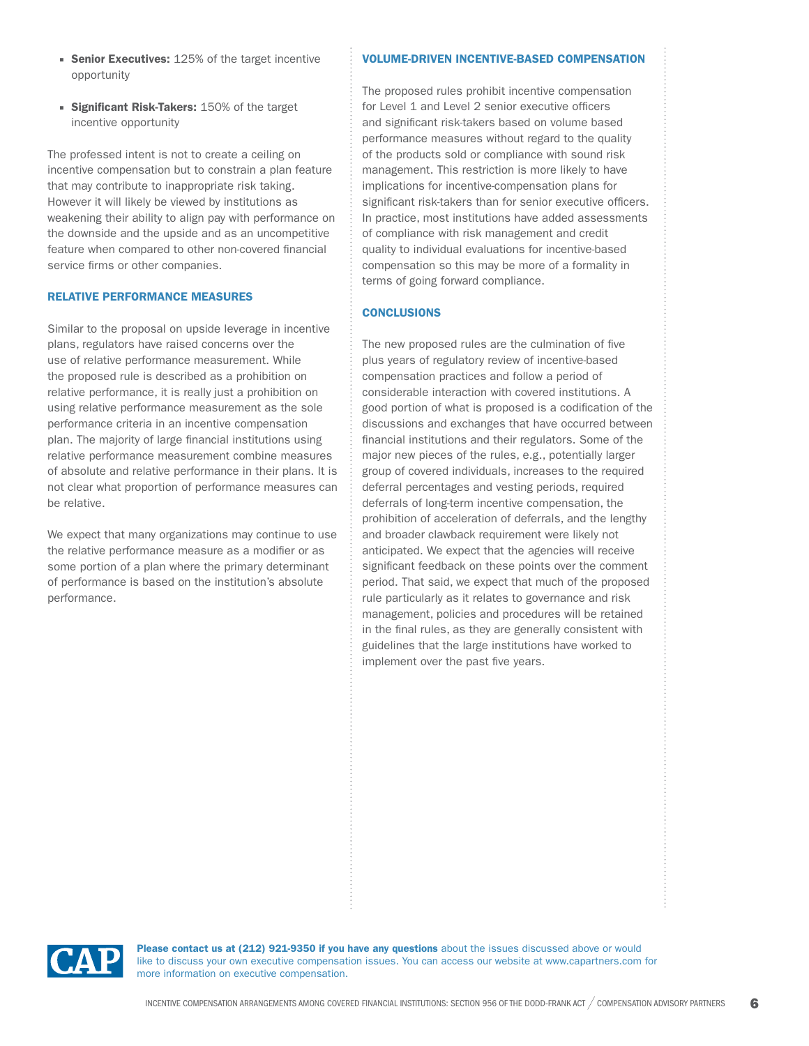- **Senior Executives:** 125% of the target incentive opportunity
- **Significant Risk-Takers:** 150% of the target incentive opportunity

The professed intent is not to create a ceiling on incentive compensation but to constrain a plan feature that may contribute to inappropriate risk taking. However it will likely be viewed by institutions as weakening their ability to align pay with performance on the downside and the upside and as an uncompetitive feature when compared to other non-covered financial service firms or other companies.

## RELATIVE PERFORMANCE MEASURES

Similar to the proposal on upside leverage in incentive plans, regulators have raised concerns over the use of relative performance measurement. While the proposed rule is described as a prohibition on relative performance, it is really just a prohibition on using relative performance measurement as the sole performance criteria in an incentive compensation plan. The majority of large financial institutions using relative performance measurement combine measures of absolute and relative performance in their plans. It is not clear what proportion of performance measures can be relative.

We expect that many organizations may continue to use the relative performance measure as a modifier or as some portion of a plan where the primary determinant of performance is based on the institution's absolute performance.

## VOLUME-DRIVEN INCENTIVE-BASED COMPENSATION

The proposed rules prohibit incentive compensation for Level 1 and Level 2 senior executive officers and significant risk-takers based on volume based performance measures without regard to the quality of the products sold or compliance with sound risk management. This restriction is more likely to have implications for incentive-compensation plans for significant risk-takers than for senior executive officers. In practice, most institutions have added assessments of compliance with risk management and credit quality to individual evaluations for incentive-based compensation so this may be more of a formality in terms of going forward compliance.

## CONCLUSIONS

The new proposed rules are the culmination of five plus years of regulatory review of incentive-based compensation practices and follow a period of considerable interaction with covered institutions. A good portion of what is proposed is a codification of the discussions and exchanges that have occurred between financial institutions and their regulators. Some of the major new pieces of the rules, e.g., potentially larger group of covered individuals, increases to the required deferral percentages and vesting periods, required deferrals of long-term incentive compensation, the prohibition of acceleration of deferrals, and the lengthy and broader clawback requirement were likely not anticipated. We expect that the agencies will receive significant feedback on these points over the comment period. That said, we expect that much of the proposed rule particularly as it relates to governance and risk management, policies and procedures will be retained in the final rules, as they are generally consistent with guidelines that the large institutions have worked to implement over the past five years.

CAP

**Please contact us at (212) 921-9350 if you have any questions** about the issues discussed above or would like to discuss your own executive compensation issues. You can access our website at www.capartners.com for more information on executive compensation.